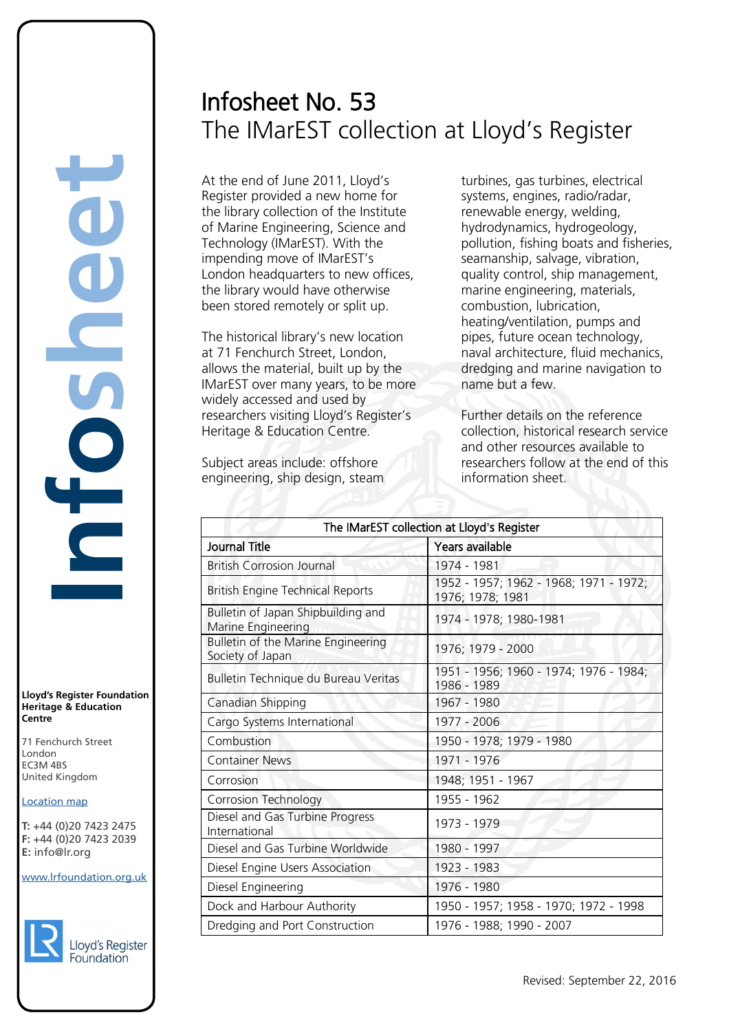# Infosheet No. 53
## The IMarEST collection at Lloyd's Register

At the end of June 2011, Lloyd's Register provided a new home for the library collection of the Institute of Marine Engineering, Science and Technology (IMarEST). With the impending move of IMarEST's London headquarters to new offices, the library would have otherwise been stored remotely or split up.

The historical library's new location at 71 Fenchurch Street, London, allows the material, built up by the IMarEST over many years, to be more widely accessed and used by researchers visiting Lloyd's Register's Heritage & Education Centre.

Subject areas include: offshore engineering, ship design, steam turbines, gas turbines, electrical systems, engines, radio/radar, renewable energy, welding, hydrodynamics, hydrogeology, pollution, fishing boats and fisheries, seamanship, salvage, vibration, quality control, ship management, marine engineering, materials, combustion, lubrication, heating/ventilation, pumps and pipes, future ocean technology, naval architecture, fluid mechanics, dredging and marine navigation to name but a few.

Further details on the reference collection, historical research service and other resources available to researchers follow at the end of this information sheet.

| The IMarEST collection at Lloyd's Register | |
|---|---|
| **Journal Title** | **Years available** |
| British Corrosion Journal | 1974 - 1981 |
| British Engine Technical Reports | 1952 - 1957; 1962 - 1968; 1971 - 1972; 1976; 1978; 1981 |
| Bulletin of Japan Shipbuilding and Marine Engineering | 1974 - 1978; 1980-1981 |
| Bulletin of the Marine Engineering Society of Japan | 1976; 1979 - 2000 |
| Bulletin Technique du Bureau Veritas | 1951 - 1956; 1960 - 1974; 1976 - 1984; 1986 - 1989 |
| Canadian Shipping | 1967 - 1980 |
| Cargo Systems International | 1977 - 2006 |
| Combustion | 1950 - 1978; 1979 - 1980 |
| Container News | 1971 - 1976 |
| Corrosion | 1948; 1951 - 1967 |
| Corrosion Technology | 1955 - 1962 |
| Diesel and Gas Turbine Progress International | 1973 - 1979 |
| Diesel and Gas Turbine Worldwide | 1980 - 1997 |
| Diesel Engine Users Association | 1923 - 1983 |
| Diesel Engineering | 1976 - 1980 |
| Dock and Harbour Authority | 1950 - 1957; 1958 - 1970; 1972 - 1998 |
| Dredging and Port Construction | 1976 - 1988; 1990 - 2007 |

**Lloyd's Register Foundation Heritage & Education Centre**

71 Fenchurch Street
London
EC3M 4BS
United Kingdom

Location map

**T:** +44 (0)20 7423 2475
**F:** +44 (0)20 7423 2039
**E:** info@lr.org

www.lrfoundation.org.uk

Revised: September 22, 2016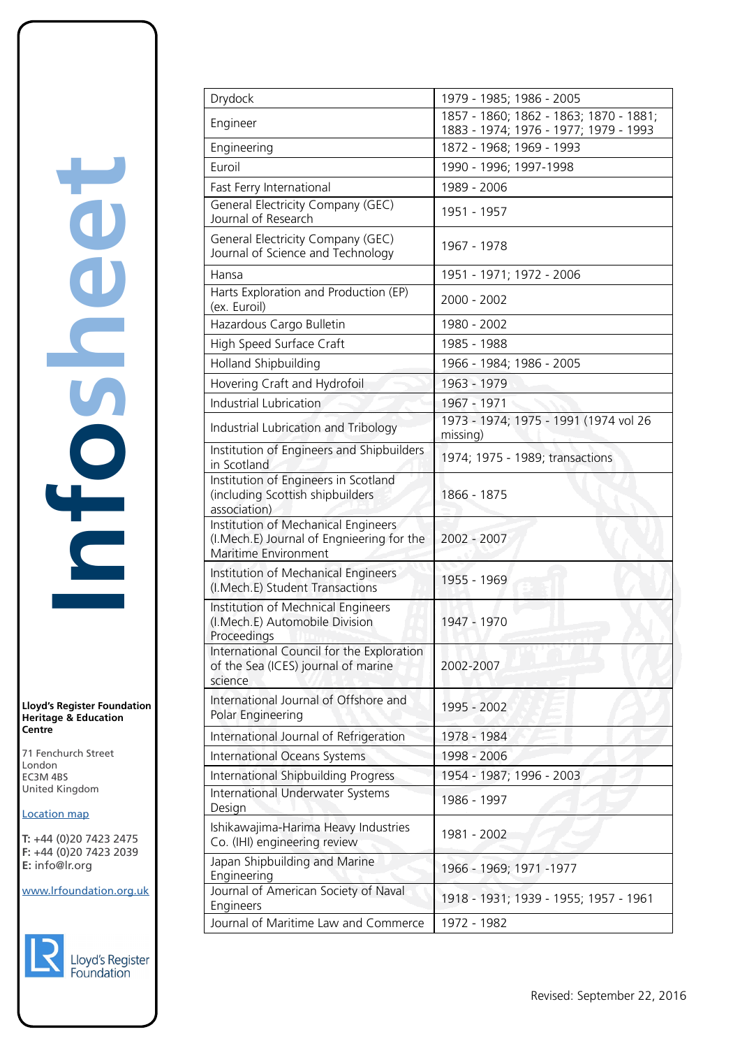| Drydock | 1979 - 1985; 1986 - 2005 |
|---|---|
| Engineer | 1857 - 1860; 1862 - 1863; 1870 - 1881; 1883 - 1974; 1976 - 1977; 1979 - 1993 |
| Engineering | 1872 - 1968; 1969 - 1993 |
| Euroil | 1990 - 1996; 1997-1998 |
| Fast Ferry International | 1989 - 2006 |
| General Electricity Company (GEC) Journal of Research | 1951 - 1957 |
| General Electricity Company (GEC) Journal of Science and Technology | 1967 - 1978 |
| Hansa | 1951 - 1971; 1972 - 2006 |
| Harts Exploration and Production (EP) (ex. Euroil) | 2000 - 2002 |
| Hazardous Cargo Bulletin | 1980 - 2002 |
| High Speed Surface Craft | 1985 - 1988 |
| Holland Shipbuilding | 1966 - 1984; 1986 - 2005 |
| Hovering Craft and Hydrofoil | 1963 - 1979 |
| Industrial Lubrication | 1967 - 1971 |
| Industrial Lubrication and Tribology | 1973 - 1974; 1975 - 1991 (1974 vol 26 missing) |
| Institution of Engineers and Shipbuilders in Scotland | 1974; 1975 - 1989; transactions |
| Institution of Engineers in Scotland (including Scottish shipbuilders association) | 1866 - 1875 |
| Institution of Mechanical Engineers (I.Mech.E) Journal of Engnieering for the Maritime Environment | 2002 - 2007 |
| Institution of Mechanical Engineers (I.Mech.E) Student Transactions | 1955 - 1969 |
| Institution of Mechnical Engineers (I.Mech.E) Automobile Division Proceedings | 1947 - 1970 |
| International Council for the Exploration of the Sea (ICES) journal of marine science | 2002-2007 |
| International Journal of Offshore and Polar Engineering | 1995 - 2002 |
| International Journal of Refrigeration | 1978 - 1984 |
| International Oceans Systems | 1998 - 2006 |
| International Shipbuilding Progress | 1954 - 1987; 1996 - 2003 |
| International Underwater Systems Design | 1986 - 1997 |
| Ishikawajima-Harima Heavy Industries Co. (IHI) engineering review | 1981 - 2002 |
| Japan Shipbuilding and Marine Engineering | 1966 - 1969; 1971 -1977 |
| Journal of American Society of Naval Engineers | 1918 - 1931; 1939 - 1955; 1957 - 1961 |
| Journal of Maritime Law and Commerce | 1972 - 1982 |

Revised: September 22, 2016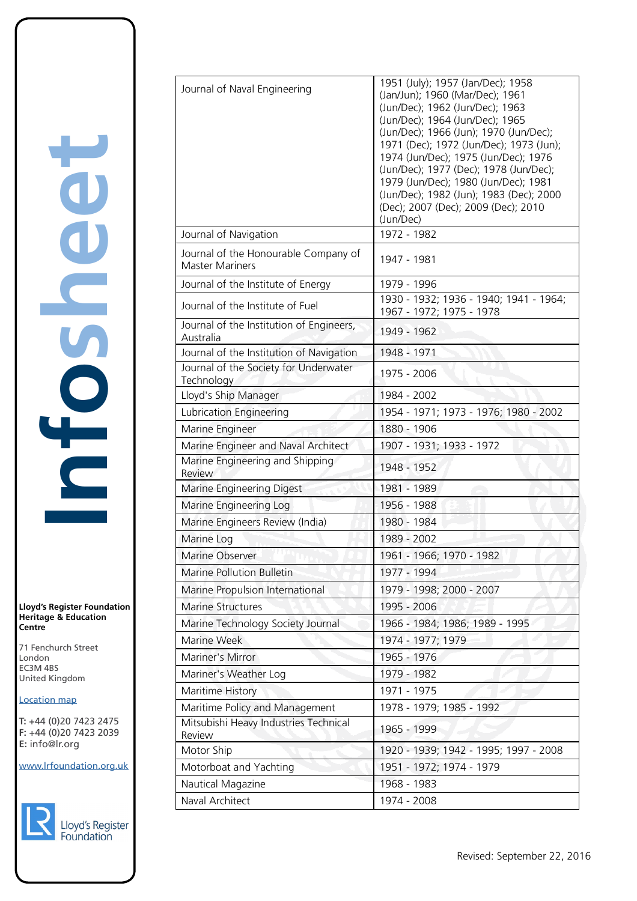| Journal of Naval Engineering | 1951 (July); 1957 (Jan/Dec); 1958 (Jan/Jun); 1960 (Mar/Dec); 1961 (Jun/Dec); 1962 (Jun/Dec); 1963 (Jun/Dec); 1964 (Jun/Dec); 1965 (Jun/Dec); 1966 (Jun); 1970 (Jun/Dec); 1971 (Dec); 1972 (Jun/Dec); 1973 (Jun); 1974 (Jun/Dec); 1975 (Jun/Dec); 1976 (Jun/Dec); 1977 (Dec); 1978 (Jun/Dec); 1979 (Jun/Dec); 1980 (Jun/Dec); 1981 (Jun/Dec); 1982 (Jun); 1983 (Dec); 2000 (Dec); 2007 (Dec); 2009 (Dec); 2010 (Jun/Dec) |
|---|---|
| Journal of Navigation | 1972 - 1982 |
| Journal of the Honourable Company of Master Mariners | 1947 - 1981 |
| Journal of the Institute of Energy | 1979 - 1996 |
| Journal of the Institute of Fuel | 1930 - 1932; 1936 - 1940; 1941 - 1964; 1967 - 1972; 1975 - 1978 |
| Journal of the Institution of Engineers, Australia | 1949 - 1962 |
| Journal of the Institution of Navigation | 1948 - 1971 |
| Journal of the Society for Underwater Technology | 1975 - 2006 |
| Lloyd's Ship Manager | 1984 - 2002 |
| Lubrication Engineering | 1954 - 1971; 1973 - 1976; 1980 - 2002 |
| Marine Engineer | 1880 - 1906 |
| Marine Engineer and Naval Architect | 1907 - 1931; 1933 - 1972 |
| Marine Engineering and Shipping Review | 1948 - 1952 |
| Marine Engineering Digest | 1981 - 1989 |
| Marine Engineering Log | 1956 - 1988 |
| Marine Engineers Review (India) | 1980 - 1984 |
| Marine Log | 1989 - 2002 |
| Marine Observer | 1961 - 1966; 1970 - 1982 |
| Marine Pollution Bulletin | 1977 - 1994 |
| Marine Propulsion International | 1979 - 1998; 2000 - 2007 |
| Marine Structures | 1995 - 2006 |
| Marine Technology Society Journal | 1966 - 1984; 1986; 1989 - 1995 |
| Marine Week | 1974 - 1977; 1979 |
| Mariner's Mirror | 1965 - 1976 |
| Mariner's Weather Log | 1979 - 1982 |
| Maritime History | 1971 - 1975 |
| Maritime Policy and Management | 1978 - 1979; 1985 - 1992 |
| Mitsubishi Heavy Industries Technical Review | 1965 - 1999 |
| Motor Ship | 1920 - 1939; 1942 - 1995; 1997 - 2008 |
| Motorboat and Yachting | 1951 - 1972; 1974 - 1979 |
| Nautical Magazine | 1968 - 1983 |
| Naval Architect | 1974 - 2008 |

**Lloyd's Register Foundation Heritage & Education Centre**

71 Fenchurch Street
London
EC3M 4BS
United Kingdom

Location map

**T:** +44 (0)20 7423 2475
**F:** +44 (0)20 7423 2039
**E:** info@lr.org

www.lrfoundation.org.uk

Revised: September 22, 2016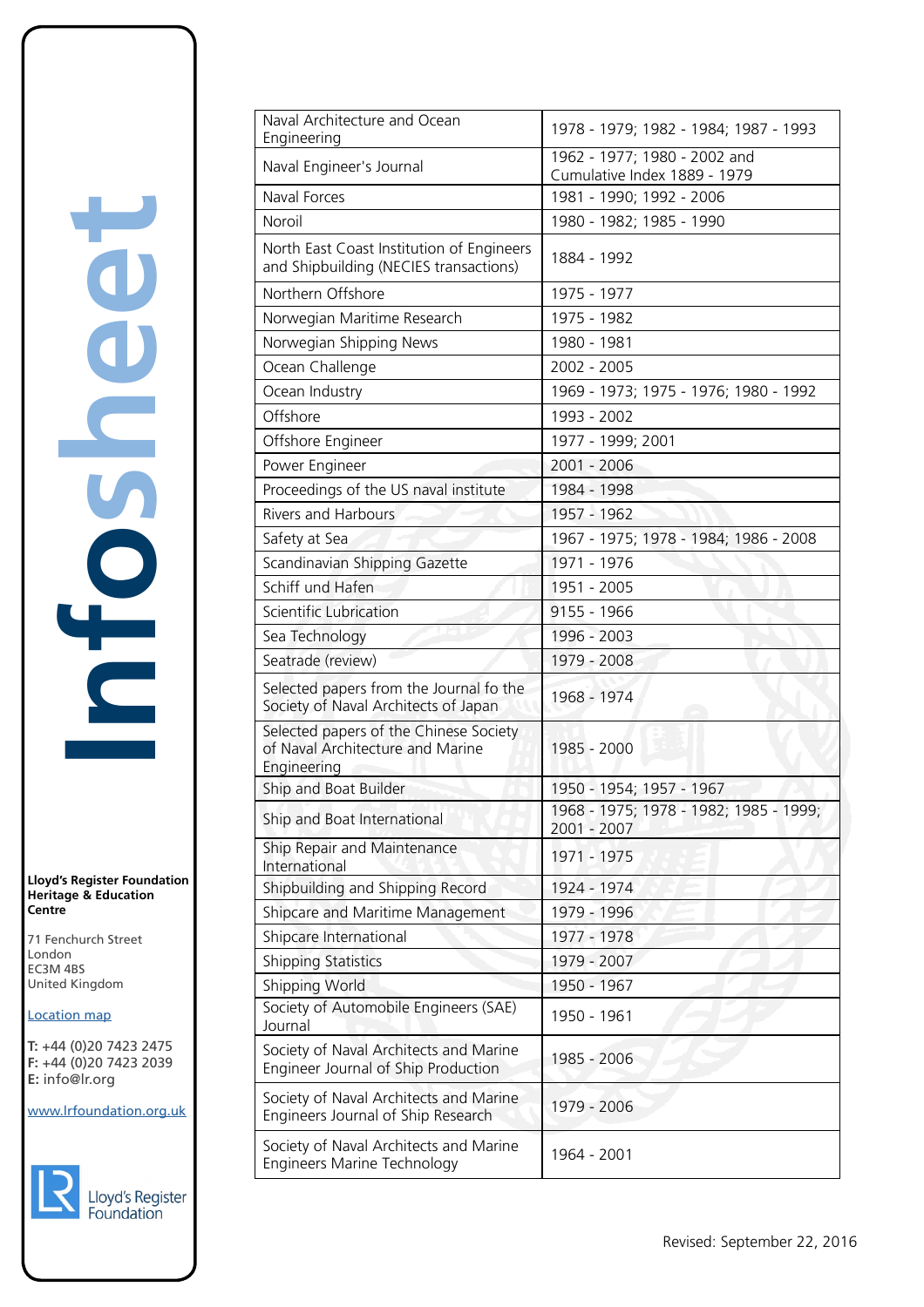| Naval Architecture and Ocean Engineering | 1978 - 1979; 1982 - 1984; 1987 - 1993 |
|---|---|
| Naval Engineer's Journal | 1962 - 1977; 1980 - 2002 and Cumulative Index 1889 - 1979 |
| Naval Forces | 1981 - 1990; 1992 - 2006 |
| Noroil | 1980 - 1982; 1985 - 1990 |
| North East Coast Institution of Engineers and Shipbuilding (NECIES transactions) | 1884 - 1992 |
| Northern Offshore | 1975 - 1977 |
| Norwegian Maritime Research | 1975 - 1982 |
| Norwegian Shipping News | 1980 - 1981 |
| Ocean Challenge | 2002 - 2005 |
| Ocean Industry | 1969 - 1973; 1975 - 1976; 1980 - 1992 |
| Offshore | 1993 - 2002 |
| Offshore Engineer | 1977 - 1999; 2001 |
| Power Engineer | 2001 - 2006 |
| Proceedings of the US naval institute | 1984 - 1998 |
| Rivers and Harbours | 1957 - 1962 |
| Safety at Sea | 1967 - 1975; 1978 - 1984; 1986 - 2008 |
| Scandinavian Shipping Gazette | 1971 - 1976 |
| Schiff und Hafen | 1951 - 2005 |
| Scientific Lubrication | 9155 - 1966 |
| Sea Technology | 1996 - 2003 |
| Seatrade (review) | 1979 - 2008 |
| Selected papers from the Journal fo the Society of Naval Architects of Japan | 1968 - 1974 |
| Selected papers of the Chinese Society of Naval Architecture and Marine Engineering | 1985 - 2000 |
| Ship and Boat Builder | 1950 - 1954; 1957 - 1967 |
| Ship and Boat International | 1968 - 1975; 1978 - 1982; 1985 - 1999; 2001 - 2007 |
| Ship Repair and Maintenance International | 1971 - 1975 |
| Shipbuilding and Shipping Record | 1924 - 1974 |
| Shipcare and Maritime Management | 1979 - 1996 |
| Shipcare International | 1977 - 1978 |
| Shipping Statistics | 1979 - 2007 |
| Shipping World | 1950 - 1967 |
| Society of Automobile Engineers (SAE) Journal | 1950 - 1961 |
| Society of Naval Architects and Marine Engineer Journal of Ship Production | 1985 - 2006 |
| Society of Naval Architects and Marine Engineers Journal of Ship Research | 1979 - 2006 |
| Society of Naval Architects and Marine Engineers Marine Technology | 1964 - 2001 |

Revised: September 22, 2016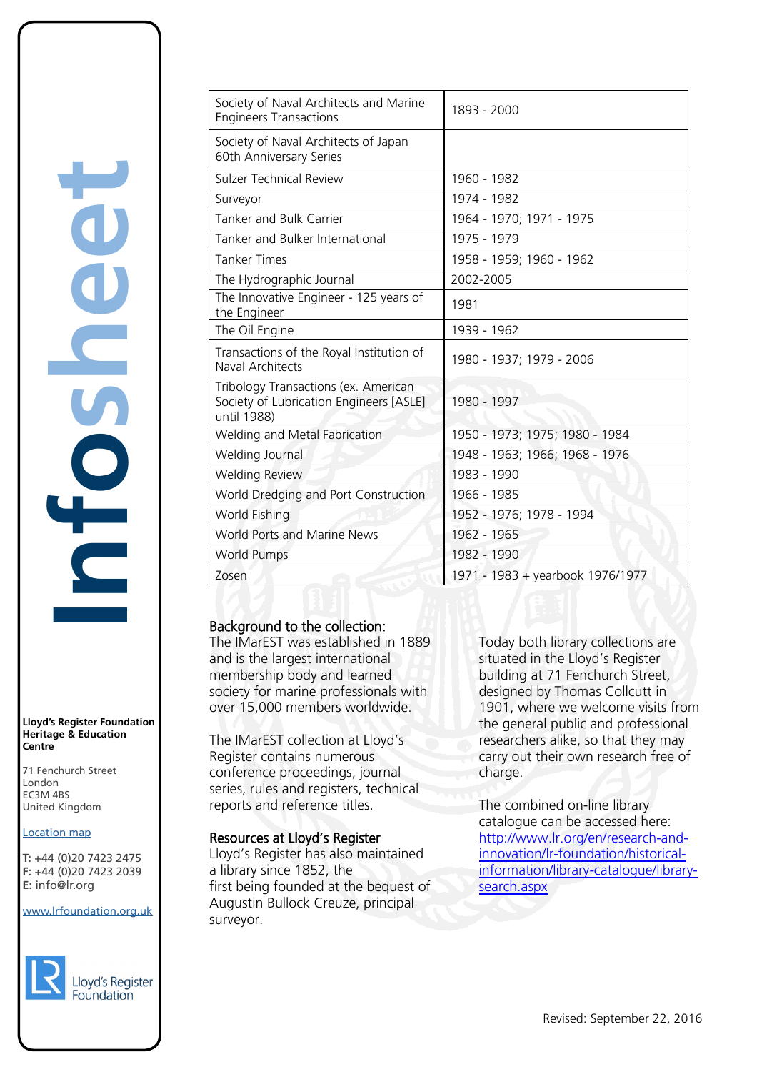| Society of Naval Architects and Marine Engineers Transactions | 1893 - 2000 |
|---|---|
| Society of Naval Architects of Japan 60th Anniversary Series | |
| Sulzer Technical Review | 1960 - 1982 |
| Surveyor | 1974 - 1982 |
| Tanker and Bulk Carrier | 1964 - 1970; 1971 - 1975 |
| Tanker and Bulker International | 1975 - 1979 |
| Tanker Times | 1958 - 1959; 1960 - 1962 |
| The Hydrographic Journal | 2002-2005 |
| The Innovative Engineer - 125 years of the Engineer | 1981 |
| The Oil Engine | 1939 - 1962 |
| Transactions of the Royal Institution of Naval Architects | 1980 - 1937; 1979 - 2006 |
| Tribology Transactions (ex. American Society of Lubrication Engineers [ASLE] until 1988) | 1980 - 1997 |
| Welding and Metal Fabrication | 1950 - 1973; 1975; 1980 - 1984 |
| Welding Journal | 1948 - 1963; 1966; 1968 - 1976 |
| Welding Review | 1983 - 1990 |
| World Dredging and Port Construction | 1966 - 1985 |
| World Fishing | 1952 - 1976; 1978 - 1994 |
| World Ports and Marine News | 1962 - 1965 |
| World Pumps | 1982 - 1990 |
| Zosen | 1971 - 1983 + yearbook 1976/1977 |

## Background to the collection:

The IMarEST was established in 1889 and is the largest international membership body and learned society for marine professionals with over 15,000 members worldwide.

The IMarEST collection at Lloyd's Register contains numerous conference proceedings, journal series, rules and registers, technical reports and reference titles.

## Resources at Lloyd's Register

Lloyd's Register has also maintained a library since 1852, the first being founded at the bequest of Augustin Bullock Creuze, principal surveyor.

Today both library collections are situated in the Lloyd's Register building at 71 Fenchurch Street, designed by Thomas Collcutt in 1901, where we welcome visits from the general public and professional researchers alike, so that they may carry out their own research free of charge.

The combined on-line library catalogue can be accessed here: http://www.lr.org/en/research-and-innovation/lr-foundation/historical-information/library-catalogue/library-search.aspx

**Lloyd's Register Foundation Heritage & Education Centre**

71 Fenchurch Street
London
EC3M 4BS
United Kingdom

Location map

**T:** +44 (0)20 7423 2475
**F:** +44 (0)20 7423 2039
**E:** info@lr.org

www.lrfoundation.org.uk

Revised: September 22, 2016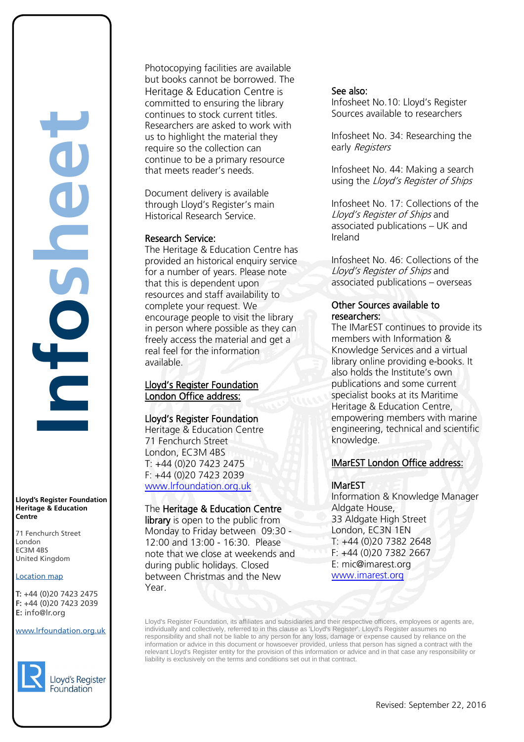Photocopying facilities are available but books cannot be borrowed. The Heritage & Education Centre is committed to ensuring the library continues to stock current titles. Researchers are asked to work with us to highlight the material they require so the collection can continue to be a primary resource that meets reader's needs.

Document delivery is available through Lloyd's Register's main Historical Research Service.

### Research Service:

The Heritage & Education Centre has provided an historical enquiry service for a number of years. Please note that this is dependent upon resources and staff availability to complete your request. We encourage people to visit the library in person where possible as they can freely access the material and get a real feel for the information available.

### Lloyd's Register Foundation London Office address:

**Lloyd's Register Foundation**
Heritage & Education Centre
71 Fenchurch Street
London, EC3M 4BS
T: +44 (0)20 7423 2475
F: +44 (0)20 7423 2039
www.lrfoundation.org.uk

The **Heritage & Education Centre library** is open to the public from Monday to Friday between 09:30 - 12:00 and 13:00 - 16:30. Please note that we close at weekends and during public holidays. Closed between Christmas and the New Year.

### See also:

Infosheet No.10: Lloyd's Register Sources available to researchers

Infosheet No. 34: Researching the early *Registers*

Infosheet No. 44: Making a search using the *Lloyd's Register of Ships*

Infosheet No. 17: Collections of the *Lloyd's Register of Ships* and associated publications – UK and Ireland

Infosheet No. 46: Collections of the *Lloyd's Register of Ships* and associated publications – overseas

### Other Sources available to researchers:

The IMarEST continues to provide its members with Information & Knowledge Services and a virtual library online providing e-books. It also holds the Institute's own publications and some current specialist books at its Maritime Heritage & Education Centre, empowering members with marine engineering, technical and scientific knowledge.

### IMarEST London Office address:

**IMarEST**
Information & Knowledge Manager
Aldgate House,
33 Aldgate High Street
London, EC3N 1EN
T: +44 (0)20 7382 2648
F: +44 (0)20 7382 2667
E: mic@imarest.org
www.imarest.org

Lloyd's Register Foundation, its affiliates and subsidiaries and their respective officers, employees or agents are, individually and collectively, referred to in this clause as 'Lloyd's Register'. Lloyd's Register assumes no responsibility and shall not be liable to any person for any loss, damage or expense caused by reliance on the information or advice in this document or howsoever provided, unless that person has signed a contract with the relevant Lloyd's Register entity for the provision of this information or advice and in that case any responsibility or liability is exclusively on the terms and conditions set out in that contract.

Revised: September 22, 2016

**Lloyd's Register Foundation Heritage & Education Centre**

71 Fenchurch Street
London
EC3M 4BS
United Kingdom

Location map

**T:** +44 (0)20 7423 2475
**F:** +44 (0)20 7423 2039
**E:** info@lr.org

www.lrfoundation.org.uk

Lloyd's Register Foundation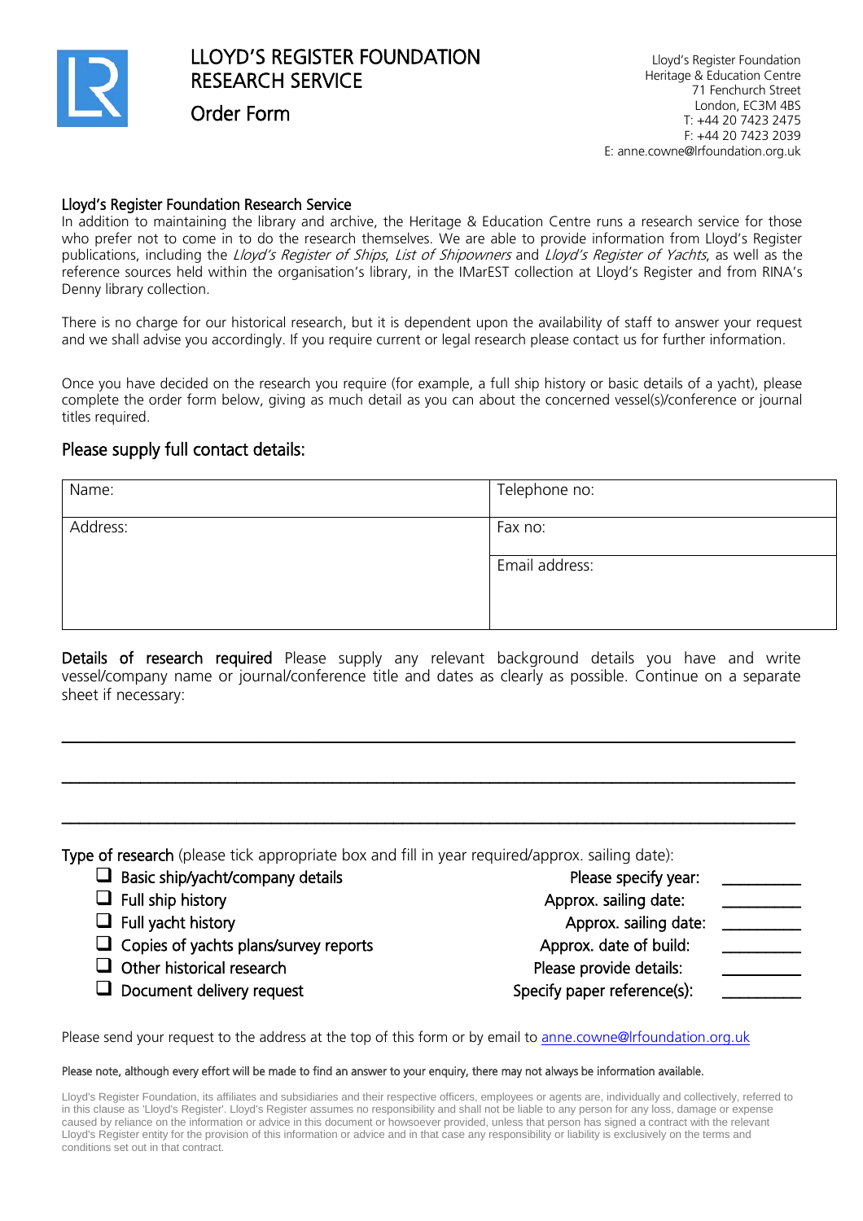# LLOYD'S REGISTER FOUNDATION RESEARCH SERVICE

## Order Form

Lloyd's Register Foundation
Heritage & Education Centre
71 Fenchurch Street
London, EC3M 4BS
T: +44 20 7423 2475
F: +44 20 7423 2039
E: anne.cowne@lrfoundation.org.uk

### Lloyd's Register Foundation Research Service

In addition to maintaining the library and archive, the Heritage & Education Centre runs a research service for those who prefer not to come in to do the research themselves. We are able to provide information from Lloyd's Register publications, including the *Lloyd's Register of Ships*, *List of Shipowners* and *Lloyd's Register of Yachts*, as well as the reference sources held within the organisation's library, in the IMarEST collection at Lloyd's Register and from RINA's Denny library collection.

There is no charge for our historical research, but it is dependent upon the availability of staff to answer your request and we shall advise you accordingly. If you require current or legal research please contact us for further information.

Once you have decided on the research you require (for example, a full ship history or basic details of a yacht), please complete the order form below, giving as much detail as you can about the concerned vessel(s)/conference or journal titles required.

### Please supply full contact details:

| | |
|---|---|
| Name: | Telephone no: |
| Address: | Fax no: |
| | Email address: |

**Details of research required** Please supply any relevant background details you have and write vessel/company name or journal/conference title and dates as clearly as possible. Continue on a separate sheet if necessary:

\_\_\_\_\_\_\_\_\_\_\_\_\_\_\_\_\_\_\_\_\_\_\_\_\_\_\_\_\_\_\_\_\_\_\_\_\_\_\_\_\_\_\_\_\_\_\_\_\_\_\_\_\_\_\_\_\_\_\_\_\_\_\_\_\_\_\_\_\_\_

\_\_\_\_\_\_\_\_\_\_\_\_\_\_\_\_\_\_\_\_\_\_\_\_\_\_\_\_\_\_\_\_\_\_\_\_\_\_\_\_\_\_\_\_\_\_\_\_\_\_\_\_\_\_\_\_\_\_\_\_\_\_\_\_\_\_\_\_\_\_

\_\_\_\_\_\_\_\_\_\_\_\_\_\_\_\_\_\_\_\_\_\_\_\_\_\_\_\_\_\_\_\_\_\_\_\_\_\_\_\_\_\_\_\_\_\_\_\_\_\_\_\_\_\_\_\_\_\_\_\_\_\_\_\_\_\_\_\_\_\_

**Type of research** (please tick appropriate box and fill in year required/approx. sailing date):

- ☐ Basic ship/yacht/company details — Please specify year: \_\_\_\_\_\_\_\_\_
- ☐ Full ship history — Approx. sailing date: \_\_\_\_\_\_\_\_\_
- ☐ Full yacht history — Approx. sailing date: \_\_\_\_\_\_\_\_\_
- ☐ Copies of yachts plans/survey reports — Approx. date of build: \_\_\_\_\_\_\_\_\_
- ☐ Other historical research — Please provide details: \_\_\_\_\_\_\_\_\_
- ☐ Document delivery request — Specify paper reference(s): \_\_\_\_\_\_\_\_\_

Please send your request to the address at the top of this form or by email to anne.cowne@lrfoundation.org.uk

Please note, although every effort will be made to find an answer to your enquiry, there may not always be information available.

Lloyd's Register Foundation, its affiliates and subsidiaries and their respective officers, employees or agents are, individually and collectively, referred to in this clause as 'Lloyd's Register'. Lloyd's Register assumes no responsibility and shall not be liable to any person for any loss, damage or expense caused by reliance on the information or advice in this document or howsoever provided, unless that person has signed a contract with the relevant Lloyd's Register entity for the provision of this information or advice and in that case any responsibility or liability is exclusively on the terms and conditions set out in that contract.